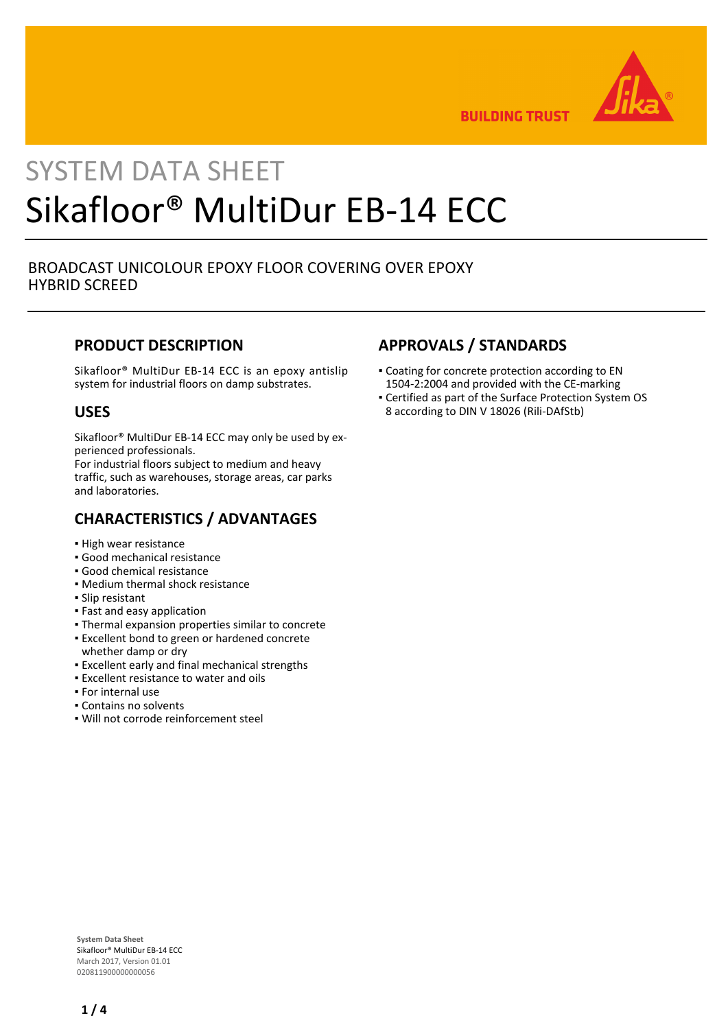# SYSTEM DATA SHEET

# Sikafloor® MultiDur EB-14 ECC

BROADCAST UNICOLOUR EPOXY FLOOR COVERING OVER EPOXY HYBRID SCREED

## PRODUCT DESCRIPTION

Sikafloor® MultiDur EB-14 ECC is an epoxy antislip system for industrial floors on damp substrates.

## USES

Sikafloor® MultiDur EB-14 ECC may only be used by experienced professionals.
For industrial floors subject to medium and heavy traffic, such as warehouses, storage areas, car parks and laboratories.

## CHARACTERISTICS / ADVANTAGES

- High wear resistance
- Good mechanical resistance
- Good chemical resistance
- Medium thermal shock resistance
- Slip resistant
- Fast and easy application
- Thermal expansion properties similar to concrete
- Excellent bond to green or hardened concrete whether damp or dry
- Excellent early and final mechanical strengths
- Excellent resistance to water and oils
- For internal use
- Contains no solvents
- Will not corrode reinforcement steel

## APPROVALS / STANDARDS

- Coating for concrete protection according to EN 1504-2:2004 and provided with the CE-marking
- Certified as part of the Surface Protection System OS 8 according to DIN V 18026 (Rili-DAfStb)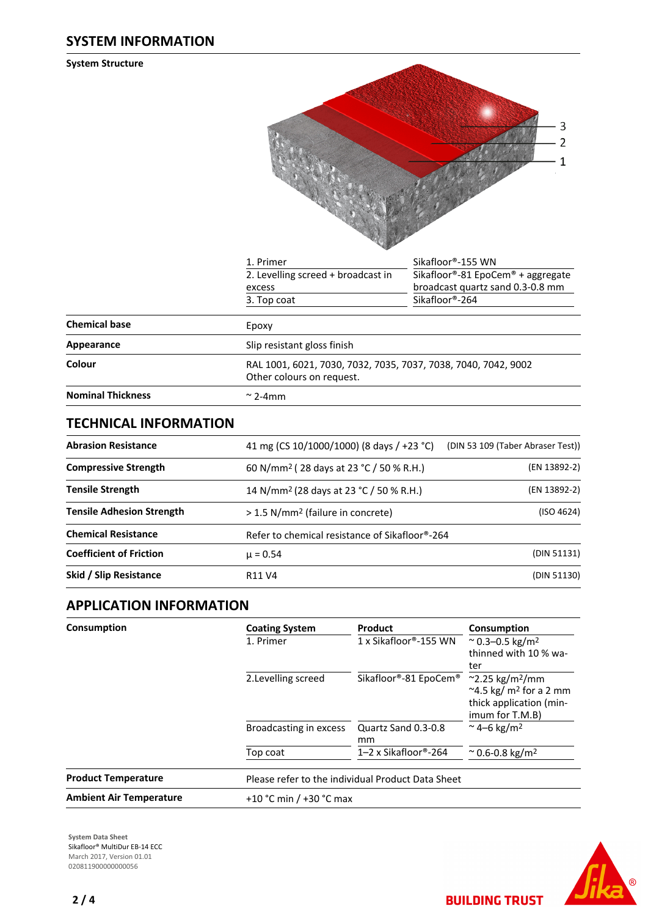## SYSTEM INFORMATION

### System Structure

| | |
|---|---|
| 1. Primer | Sikafloor®-155 WN |
| 2. Levelling screed + broadcast in excess | Sikafloor®-81 EpoCem® + aggregate broadcast quartz sand 0.3-0.8 mm |
| 3. Top coat | Sikafloor®-264 |

| | |
|---|---|
| **Chemical base** | Epoxy |
| **Appearance** | Slip resistant gloss finish |
| **Colour** | RAL 1001, 6021, 7030, 7032, 7035, 7037, 7038, 7040, 7042, 9002<br>Other colours on request. |
| **Nominal Thickness** | ~ 2-4mm |

## TECHNICAL INFORMATION

| | | |
|---|---|---|
| **Abrasion Resistance** | 41 mg (CS 10/1000/1000) (8 days / +23 °C) | (DIN 53 109 (Taber Abraser Test)) |
| **Compressive Strength** | 60 N/mm² ( 28 days at 23 °C / 50 % R.H.) | (EN 13892-2) |
| **Tensile Strength** | 14 N/mm² (28 days at 23 °C / 50 % R.H.) | (EN 13892-2) |
| **Tensile Adhesion Strength** | > 1.5 N/mm² (failure in concrete) | (ISO 4624) |
| **Chemical Resistance** | Refer to chemical resistance of Sikafloor®-264 | |
| **Coefficient of Friction** | $\mu = 0.54$ | (DIN 51131) |
| **Skid / Slip Resistance** | R11 V4 | (DIN 51130) |

## APPLICATION INFORMATION

**Consumption**

| Coating System | Product | Consumption |
|---|---|---|
| 1. Primer | 1 x Sikafloor®-155 WN | ~ 0.3–0.5 kg/m² thinned with 10 % water |
| 2.Levelling screed | Sikafloor®-81 EpoCem® | ~2.25 kg/m²/mm<br>~4.5 kg/ m² for a 2 mm thick application (minimum for T.M.B) |
| Broadcasting in excess | Quartz Sand 0.3-0.8 mm | ~ 4–6 kg/m² |
| Top coat | 1–2 x Sikafloor®-264 | ~ 0.6-0.8 kg/m² |

| | |
|---|---|
| **Product Temperature** | Please refer to the individual Product Data Sheet |
| **Ambient Air Temperature** | +10 °C min / +30 °C max |

System Data Sheet
Sikafloor® MultiDur EB-14 ECC
March 2017, Version 01.01
020811900000000056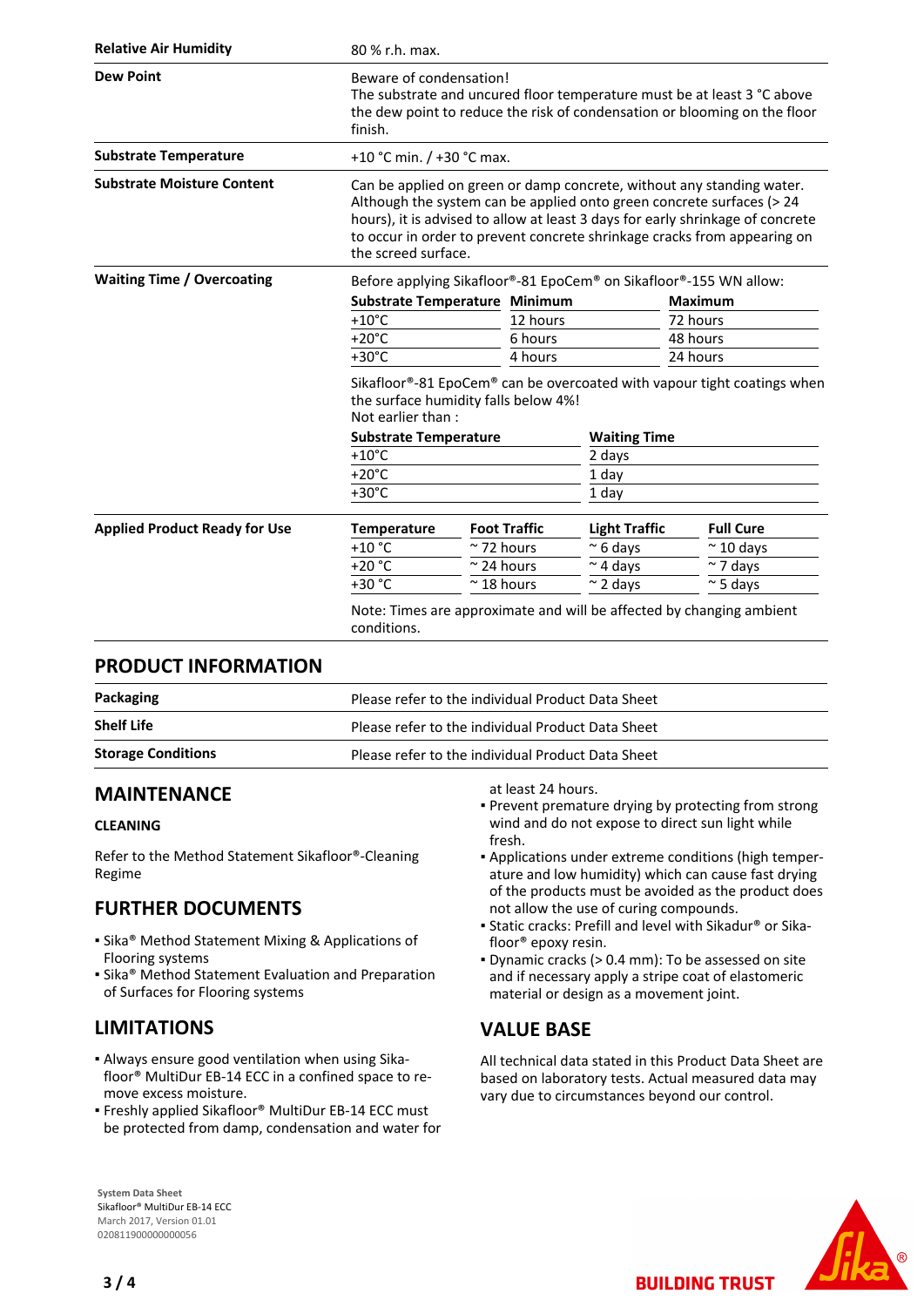| | |
|---|---|
| **Relative Air Humidity** | 80 % r.h. max. |
| **Dew Point** | Beware of condensation! The substrate and uncured floor temperature must be at least 3 °C above the dew point to reduce the risk of condensation or blooming on the floor finish. |
| **Substrate Temperature** | +10 °C min. / +30 °C max. |
| **Substrate Moisture Content** | Can be applied on green or damp concrete, without any standing water. Although the system can be applied onto green concrete surfaces (> 24 hours), it is advised to allow at least 3 days for early shrinkage of concrete to occur in order to prevent concrete shrinkage cracks from appearing on the screed surface. |

**Waiting Time / Overcoating**

Before applying Sikafloor®-81 EpoCem® on Sikafloor®-155 WN allow:

| Substrate Temperature | Minimum | Maximum |
|---|---|---|
| +10°C | 12 hours | 72 hours |
| +20°C | 6 hours | 48 hours |
| +30°C | 4 hours | 24 hours |

Sikafloor®-81 EpoCem® can be overcoated with vapour tight coatings when the surface humidity falls below 4%!
Not earlier than :

| Substrate Temperature | Waiting Time |
|---|---|
| +10°C | 2 days |
| +20°C | 1 day |
| +30°C | 1 day |

**Applied Product Ready for Use**

| Temperature | Foot Traffic | Light Traffic | Full Cure |
|---|---|---|---|
| +10 °C | ~ 72 hours | ~ 6 days | ~ 10 days |
| +20 °C | ~ 24 hours | ~ 4 days | ~ 7 days |
| +30 °C | ~ 18 hours | ~ 2 days | ~ 5 days |

Note: Times are approximate and will be affected by changing ambient conditions.

## PRODUCT INFORMATION

| | |
|---|---|
| **Packaging** | Please refer to the individual Product Data Sheet |
| **Shelf Life** | Please refer to the individual Product Data Sheet |
| **Storage Conditions** | Please refer to the individual Product Data Sheet |

## MAINTENANCE

### CLEANING

Refer to the Method Statement Sikafloor®-Cleaning Regime

## FURTHER DOCUMENTS

- Sika® Method Statement Mixing & Applications of Flooring systems
- Sika® Method Statement Evaluation and Preparation of Surfaces for Flooring systems

## LIMITATIONS

- Always ensure good ventilation when using Sikafloor® MultiDur EB-14 ECC in a confined space to remove excess moisture.
- Freshly applied Sikafloor® MultiDur EB-14 ECC must be protected from damp, condensation and water for at least 24 hours.
- Prevent premature drying by protecting from strong wind and do not expose to direct sun light while fresh.
- Applications under extreme conditions (high temperature and low humidity) which can cause fast drying of the products must be avoided as the product does not allow the use of curing compounds.
- Static cracks: Prefill and level with Sikadur® or Sikafloor® epoxy resin.
- Dynamic cracks (> 0.4 mm): To be assessed on site and if necessary apply a stripe coat of elastomeric material or design as a movement joint.

## VALUE BASE

All technical data stated in this Product Data Sheet are based on laboratory tests. Actual measured data may vary due to circumstances beyond our control.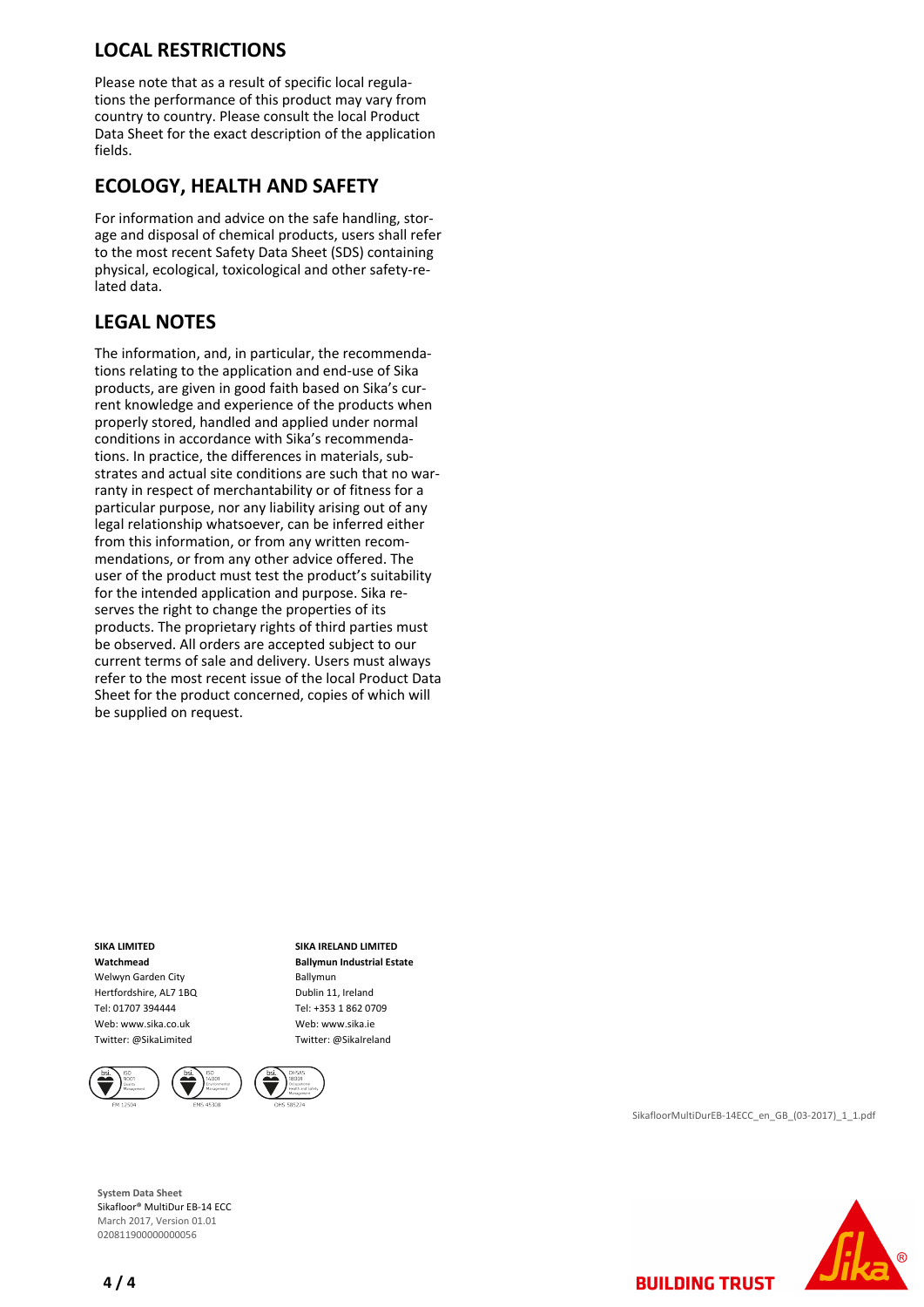## LOCAL RESTRICTIONS

Please note that as a result of specific local regulations the performance of this product may vary from country to country. Please consult the local Product Data Sheet for the exact description of the application fields.

## ECOLOGY, HEALTH AND SAFETY

For information and advice on the safe handling, storage and disposal of chemical products, users shall refer to the most recent Safety Data Sheet (SDS) containing physical, ecological, toxicological and other safety-related data.

## LEGAL NOTES

The information, and, in particular, the recommendations relating to the application and end-use of Sika products, are given in good faith based on Sika's current knowledge and experience of the products when properly stored, handled and applied under normal conditions in accordance with Sika's recommendations. In practice, the differences in materials, substrates and actual site conditions are such that no warranty in respect of merchantability or of fitness for a particular purpose, nor any liability arising out of any legal relationship whatsoever, can be inferred either from this information, or from any written recommendations, or from any other advice offered. The user of the product must test the product's suitability for the intended application and purpose. Sika reserves the right to change the properties of its products. The proprietary rights of third parties must be observed. All orders are accepted subject to our current terms of sale and delivery. Users must always refer to the most recent issue of the local Product Data Sheet for the product concerned, copies of which will be supplied on request.

**SIKA LIMITED**
**Watchmead**
Welwyn Garden City
Hertfordshire, AL7 1BQ
Tel: 01707 394444
Web: www.sika.co.uk
Twitter: @SikaLimited

**SIKA IRELAND LIMITED**
**Ballymun Industrial Estate**
Ballymun
Dublin 11, Ireland
Tel: +353 1 862 0709
Web: www.sika.ie
Twitter: @SikaIreland

FM 12504 EMS 45308 OHS 585274

SikafloorMultiDurEB-14ECC_en_GB_(03-2017)_1_1.pdf

**System Data Sheet**
Sikafloor® MultiDur EB-14 ECC
March 2017, Version 01.01
020811900000000056

BUILDING TRUST